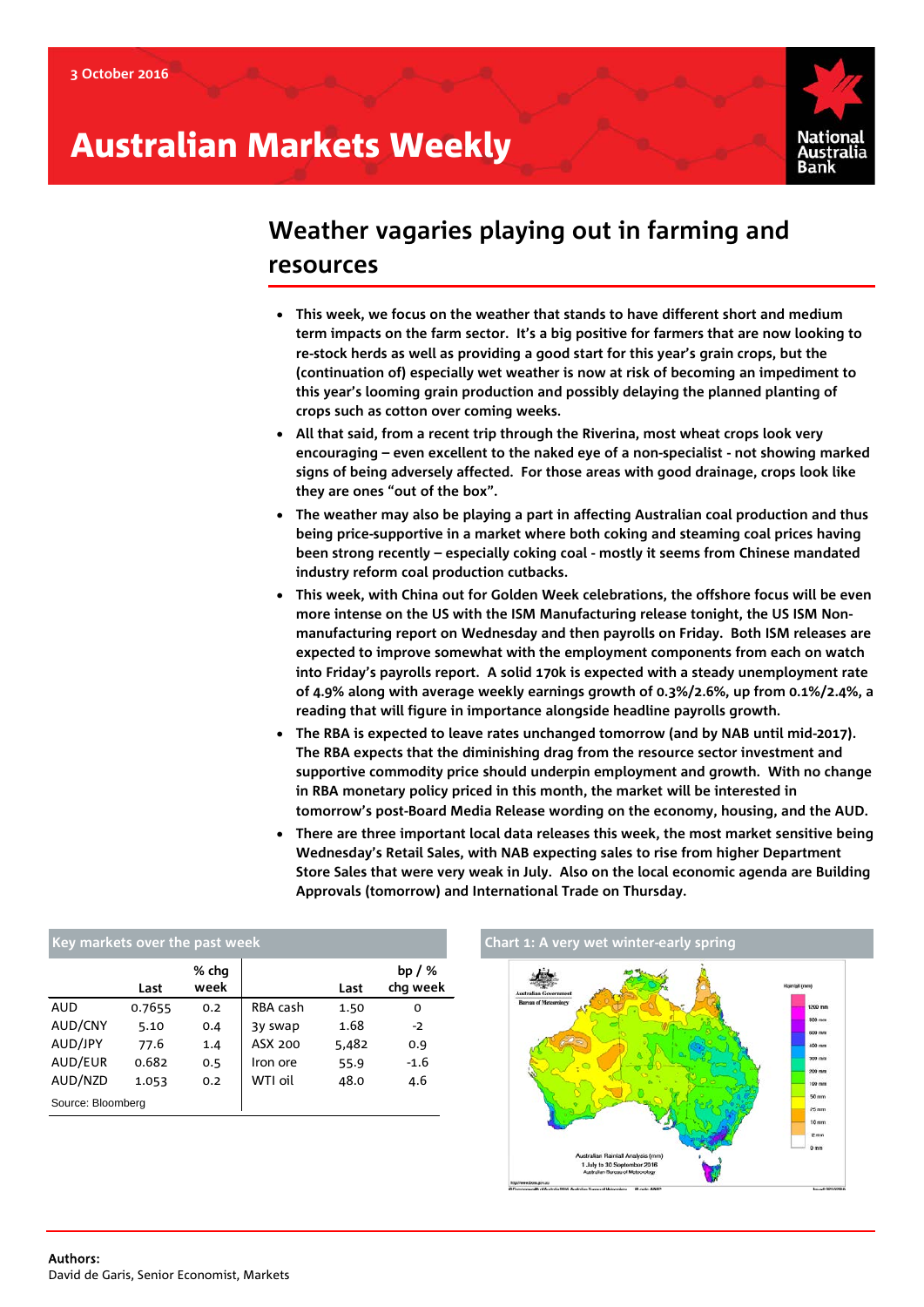3 October 2016

# Australian Markets Weekly

## Weather vagaries playing out in farming and resources

- **This week, we focus on the weather that stands to have different short and medium term impacts on the farm sector. It's a big positive for farmers that are now looking to re-stock herds as well as providing a good start for this year's grain crops, but the (continuation of) especially wet weather is now at risk of becoming an impediment to this year's looming grain production and possibly delaying the planned planting of crops such as cotton over coming weeks.**
- **All that said, from a recent trip through the Riverina, most wheat crops look very encouraging – even excellent to the naked eye of a non-specialist - not showing marked signs of being adversely affected. For those areas with good drainage, crops look like they are ones "out of the box".**
- **The weather may also be playing a part in affecting Australian coal production and thus being price-supportive in a market where both coking and steaming coal prices having been strong recently – especially coking coal - mostly it seems from Chinese mandated industry reform coal production cutbacks.**
- **This week, with China out for Golden Week celebrations, the offshore focus will be even more intense on the US with the ISM Manufacturing release tonight, the US ISM Non-manufacturing report on Wednesday and then payrolls on Friday. Both ISM releases are expected to improve somewhat with the employment components from each on watch into Friday's payrolls report. A solid 170k is expected with a steady unemployment rate of 4.9% along with average weekly earnings growth of 0.3%/2.6%, up from 0.1%/2.4%, a reading that will figure in importance alongside headline payrolls growth.**
- **The RBA is expected to leave rates unchanged tomorrow (and by NAB until mid-2017). The RBA expects that the diminishing drag from the resource sector investment and supportive commodity price should underpin employment and growth. With no change in RBA monetary policy priced in this month, the market will be interested in tomorrow's post-Board Media Release wording on the economy, housing, and the AUD.**
- **There are three important local data releases this week, the most market sensitive being Wednesday's Retail Sales, with NAB expecting sales to rise from higher Department Store Sales that were very weak in July. Also on the local economic agenda are Building Approvals (tomorrow) and International Trade on Thursday.**

**Key markets over the past week**

| | Last | % chg week | | Last | bp / % chg week |
|---|---|---|---|---|---|
| AUD | 0.7655 | 0.2 | RBA cash | 1.50 | 0 |
| AUD/CNY | 5.10 | 0.4 | 3y swap | 1.68 | -2 |
| AUD/JPY | 77.6 | 1.4 | ASX 200 | 5,482 | 0.9 |
| AUD/EUR | 0.682 | 0.5 | Iron ore | 55.9 | -1.6 |
| AUD/NZD | 1.053 | 0.2 | WTI oil | 48.0 | 4.6 |

Source: Bloomberg

**Chart 1: A very wet winter-early spring**

Australian Government
Bureau of Meteorology

Rainfall (mm)
1200 mm
900 mm
600 mm
400 mm
300 mm
200 mm
100 mm
50 mm
25 mm
10 mm
0 mm

Australian Rainfall Analysis (mm)
1 July to 30 September 2016
Australian Bureau of Meteorology

**Authors:**
David de Garis, Senior Economist, Markets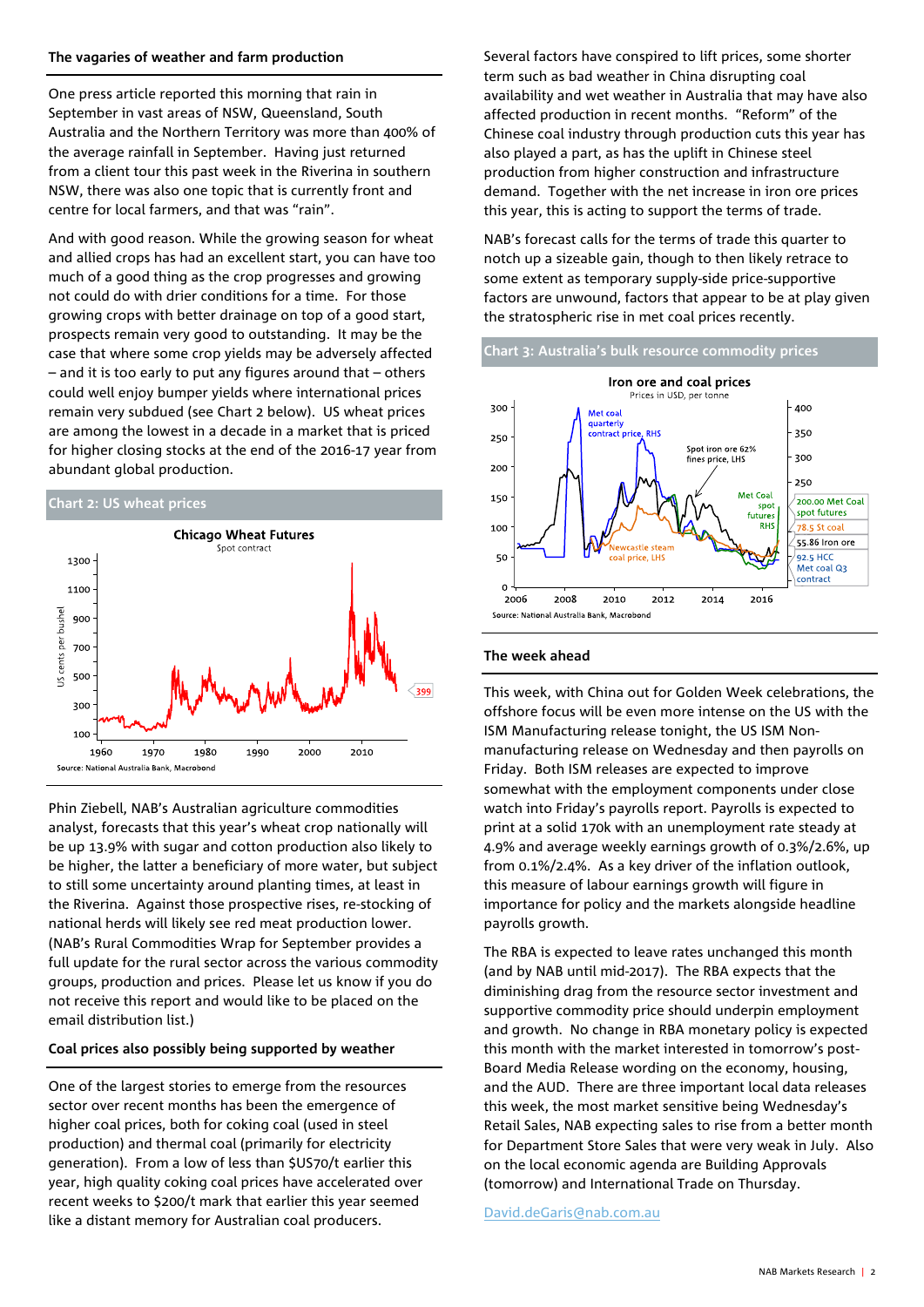## The vagaries of weather and farm production

One press article reported this morning that rain in September in vast areas of NSW, Queensland, South Australia and the Northern Territory was more than 400% of the average rainfall in September. Having just returned from a client tour this past week in the Riverina in southern NSW, there was also one topic that is currently front and centre for local farmers, and that was "rain".

And with good reason. While the growing season for wheat and allied crops has had an excellent start, you can have too much of a good thing as the crop progresses and growing not could do with drier conditions for a time. For those growing crops with better drainage on top of a good start, prospects remain very good to outstanding. It may be the case that where some crop yields may be adversely affected – and it is too early to put any figures around that – others could well enjoy bumper yields where international prices remain very subdued (see Chart 2 below). US wheat prices are among the lowest in a decade in a market that is priced for higher closing stocks at the end of the 2016-17 year from abundant global production.

**Chart 2: US wheat prices**

Chicago Wheat Futures
Spot contract
US cents per bushel
1300
1100
900
700
500
300
100
1960
1970
1980
1990
2000
2010
399
Source: National Australia Bank, Macrobond

Phin Ziebell, NAB's Australian agriculture commodities analyst, forecasts that this year's wheat crop nationally will be up 13.9% with sugar and cotton production also likely to be higher, the latter a beneficiary of more water, but subject to still some uncertainty around planting times, at least in the Riverina. Against those prospective rises, re-stocking of national herds will likely see red meat production lower. (NAB's Rural Commodities Wrap for September provides a full update for the rural sector across the various commodity groups, production and prices. Please let us know if you do not receive this report and would like to be placed on the email distribution list.)

## Coal prices also possibly being supported by weather

One of the largest stories to emerge from the resources sector over recent months has been the emergence of higher coal prices, both for coking coal (used in steel production) and thermal coal (primarily for electricity generation). From a low of less than $US70/t earlier this year, high quality coking coal prices have accelerated over recent weeks to $200/t mark that earlier this year seemed like a distant memory for Australian coal producers.

Several factors have conspired to lift prices, some shorter term such as bad weather in China disrupting coal availability and wet weather in Australia that may have also affected production in recent months. "Reform" of the Chinese coal industry through production cuts this year has also played a part, as has the uplift in Chinese steel production from higher construction and infrastructure demand. Together with the net increase in iron ore prices this year, this is acting to support the terms of trade.

NAB's forecast calls for the terms of trade this quarter to notch up a sizeable gain, though to then likely retrace to some extent as temporary supply-side price-supportive factors are unwound, factors that appear to be at play given the stratospheric rise in met coal prices recently.

**Chart 3: Australia's bulk resource commodity prices**

Iron ore and coal prices
Prices in USD, per tonne
300
250
200
150
100
50
0
2006
2008
2010
2012
2014
2016
400
350
300
250
Met coal quarterly contract price, RHS
Spot iron ore 62% fines price, LHS
Met Coal spot futures RHS
Newcastle steam coal price, LHS
200.00 Met Coal spot futures
78.5 St coal
55.86 Iron ore
92.5 HCC Met coal Q3 contract
Source: National Australia Bank, Macrobond

## The week ahead

This week, with China out for Golden Week celebrations, the offshore focus will be even more intense on the US with the ISM Manufacturing release tonight, the US ISM Non-manufacturing release on Wednesday and then payrolls on Friday. Both ISM releases are expected to improve somewhat with the employment components under close watch into Friday's payrolls report. Payrolls is expected to print at a solid 170k with an unemployment rate steady at 4.9% and average weekly earnings growth of 0.3%/2.6%, up from 0.1%/2.4%. As a key driver of the inflation outlook, this measure of labour earnings growth will figure in importance for policy and the markets alongside headline payrolls growth.

The RBA is expected to leave rates unchanged this month (and by NAB until mid-2017). The RBA expects that the diminishing drag from the resource sector investment and supportive commodity price should underpin employment and growth. No change in RBA monetary policy is expected this month with the market interested in tomorrow's post-Board Media Release wording on the economy, housing, and the AUD. There are three important local data releases this week, the most market sensitive being Wednesday's Retail Sales, NAB expecting sales to rise from a better month for Department Store Sales that were very weak in July. Also on the local economic agenda are Building Approvals (tomorrow) and International Trade on Thursday.

David.deGaris@nab.com.au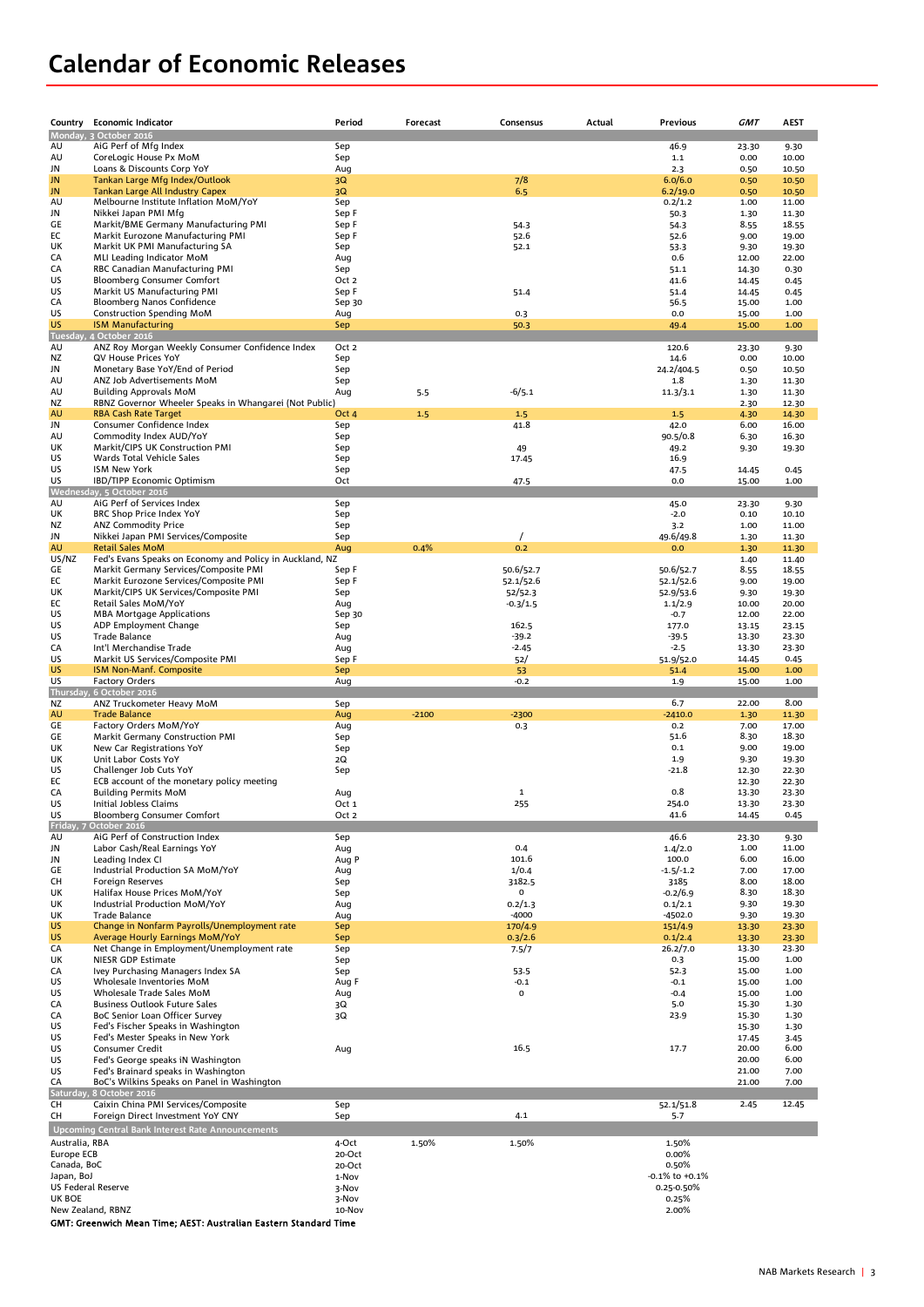# Calendar of Economic Releases

| Country | Economic Indicator | Period | Forecast | Consensus | Actual | Previous | GMT | AEST |
|---|---|---|---|---|---|---|---|---|
| **Monday, 3 October 2016** | | | | | | | | |
| AU | AiG Perf of Mfg Index | Sep | | | | 46.9 | 23.30 | 9.30 |
| AU | CoreLogic House Px MoM | Sep | | | | 1.1 | 0.00 | 10.00 |
| JN | Loans & Discounts Corp YoY | Aug | | | | 2.3 | 0.50 | 10.50 |
| JN | Tankan Large Mfg Index/Outlook | 3Q | | 7/8 | | 6.0/6.0 | 0.50 | 10.50 |
| JN | Tankan Large All Industry Capex | 3Q | | 6.5 | | 6.2/19.0 | 0.50 | 10.50 |
| AU | Melbourne Institute Inflation MoM/YoY | Sep | | | | 0.2/1.2 | 1.00 | 11.00 |
| JN | Nikkei Japan PMI Mfg | Sep F | | | | 50.3 | 1.30 | 11.30 |
| GE | Markit/BME Germany Manufacturing PMI | Sep F | | 54.3 | | 54.3 | 8.55 | 18.55 |
| EC | Markit Eurozone Manufacturing PMI | Sep F | | 52.6 | | 52.6 | 9.00 | 19.00 |
| UK | Markit UK PMI Manufacturing SA | Sep | | 52.1 | | 53.3 | 9.30 | 19.30 |
| CA | MLI Leading Indicator MoM | Aug | | | | 0.6 | 12.00 | 22.00 |
| CA | RBC Canadian Manufacturing PMI | Sep | | | | 51.1 | 14.30 | 0.30 |
| US | Bloomberg Consumer Comfort | Oct 2 | | | | 41.6 | 14.45 | 0.45 |
| US | Markit US Manufacturing PMI | Sep F | | 51.4 | | 51.4 | 14.45 | 0.45 |
| CA | Bloomberg Nanos Confidence | Sep 30 | | | | 56.5 | 15.00 | 1.00 |
| US | Construction Spending MoM | Aug | | 0.3 | | 0.0 | 15.00 | 1.00 |
| US | ISM Manufacturing | Sep | | 50.3 | | 49.4 | 15.00 | 1.00 |
| **Tuesday, 4 October 2016** | | | | | | | | |
| AU | ANZ Roy Morgan Weekly Consumer Confidence Index | Oct 2 | | | | 120.6 | 23.30 | 9.30 |
| NZ | QV House Prices YoY | Sep | | | | 14.6 | 0.00 | 10.00 |
| JN | Monetary Base YoY/End of Period | Sep | | | | 24.2/404.5 | 0.50 | 10.50 |
| AU | ANZ Job Advertisements MoM | Sep | | | | 1.8 | 1.30 | 11.30 |
| AU | Building Approvals MoM | Aug | 5.5 | -6/5.1 | | 11.3/3.1 | 1.30 | 11.30 |
| NZ | RBNZ Governor Wheeler Speaks in Whangarei (Not Public) | | | | | | 2.30 | 12.30 |
| AU | RBA Cash Rate Target | Oct 4 | 1.5 | 1.5 | | 1.5 | 4.30 | 14.30 |
| JN | Consumer Confidence Index | Sep | | 41.8 | | 42.0 | 6.00 | 16.00 |
| AU | Commodity Index AUD/YoY | Sep | | | | 90.5/0.8 | 6.30 | 16.30 |
| UK | Markit/CIPS UK Construction PMI | Sep | | 49 | | 49.2 | 9.30 | 19.30 |
| US | Wards Total Vehicle Sales | Sep | | 17.45 | | 16.9 | | |
| US | ISM New York | Sep | | | | 47.5 | 14.45 | 0.45 |
| US | IBD/TIPP Economic Optimism | Oct | | 47.5 | | 0.0 | 15.00 | 1.00 |
| **Wednesday, 5 October 2016** | | | | | | | | |
| AU | AiG Perf of Services Index | Sep | | | | 45.0 | 23.30 | 9.30 |
| UK | BRC Shop Price Index YoY | Sep | | | | -2.0 | 0.10 | 10.10 |
| NZ | ANZ Commodity Price | Sep | | | | 3.2 | 1.00 | 11.00 |
| JN | Nikkei Japan PMI Services/Composite | Sep | | / | | 49.6/49.8 | 1.30 | 11.30 |
| AU | Retail Sales MoM | Aug | 0.4% | 0.2 | | 0.0 | 1.30 | 11.30 |
| US/NZ | Fed's Evans Speaks on Economy and Policy in Auckland, NZ | | | | | | 1.40 | 11.40 |
| GE | Markit Germany Services/Composite PMI | Sep F | | 50.6/52.7 | | 50.6/52.7 | 8.55 | 18.55 |
| EC | Markit Eurozone Services/Composite PMI | Sep F | | 52.1/52.6 | | 52.1/52.6 | 9.00 | 19.00 |
| UK | Markit/CIPS UK Services/Composite PMI | Sep | | 52/52.3 | | 52.9/53.6 | 9.30 | 19.30 |
| EC | Retail Sales MoM/YoY | Aug | | -0.3/1.5 | | 1.1/2.9 | 10.00 | 20.00 |
| US | MBA Mortgage Applications | Sep 30 | | | | -0.7 | 12.00 | 22.00 |
| US | ADP Employment Change | Sep | | 162.5 | | 177.0 | 13.15 | 23.15 |
| US | Trade Balance | Aug | | -39.2 | | -39.5 | 13.30 | 23.30 |
| CA | Int'l Merchandise Trade | Aug | | -2.45 | | -2.5 | 13.30 | 23.30 |
| US | Markit US Services/Composite PMI | Sep F | | 52/ | | 51.9/52.0 | 14.45 | 0.45 |
| US | ISM Non-Manf. Composite | Sep | | 53 | | 51.4 | 15.00 | 1.00 |
| US | Factory Orders | Aug | | -0.2 | | 1.9 | 15.00 | 1.00 |
| **Thursday, 6 October 2016** | | | | | | | | |
| NZ | ANZ Truckometer Heavy MoM | Sep | | | | 6.7 | 22.00 | 8.00 |
| AU | Trade Balance | Aug | -2100 | -2300 | | -2410.0 | 1.30 | 11.30 |
| GE | Factory Orders MoM/YoY | Aug | | 0.3 | | 0.2 | 7.00 | 17.00 |
| GE | Markit Germany Construction PMI | Sep | | | | 51.6 | 8.30 | 18.30 |
| UK | New Car Registrations YoY | Sep | | | | 0.1 | 9.00 | 19.00 |
| UK | Unit Labor Costs YoY | 2Q | | | | 1.9 | 9.30 | 19.30 |
| US | Challenger Job Cuts YoY | Sep | | | | -21.8 | 12.30 | 22.30 |
| EC | ECB account of the monetary policy meeting | | | | | | 12.30 | 22.30 |
| CA | Building Permits MoM | Aug | | 1 | | 0.8 | 13.30 | 23.30 |
| US | Initial Jobless Claims | Oct 1 | | 255 | | 254.0 | 13.30 | 23.30 |
| US | Bloomberg Consumer Comfort | Oct 2 | | | | 41.6 | 14.45 | 0.45 |
| **Friday, 7 October 2016** | | | | | | | | |
| AU | AiG Perf of Construction Index | Sep | | | | 46.6 | 23.30 | 9.30 |
| JN | Labor Cash/Real Earnings YoY | Aug | | 0.4 | | 1.4/2.0 | 1.00 | 11.00 |
| JN | Leading Index CI | Aug P | | 101.6 | | 100.0 | 6.00 | 16.00 |
| GE | Industrial Production SA MoM/YoY | Aug | | 1/0.4 | | -1.5/-1.2 | 7.00 | 17.00 |
| CH | Foreign Reserves | Sep | | 3182.5 | | 3185 | 8.00 | 18.00 |
| UK | Halifax House Prices MoM/YoY | Sep | | 0 | | -0.2/6.9 | 8.30 | 18.30 |
| UK | Industrial Production MoM/YoY | Aug | | 0.2/1.3 | | 0.1/2.1 | 9.30 | 19.30 |
| UK | Trade Balance | Aug | | -4000 | | -4502.0 | 9.30 | 19.30 |
| US | Change in Nonfarm Payrolls/Unemployment rate | Sep | | 170/4.9 | | 151/4.9 | 13.30 | 23.30 |
| US | Average Hourly Earnings MoM/YoY | Sep | | 0.3/2.6 | | 0.1/2.4 | 13.30 | 23.30 |
| CA | Net Change in Employment/Unemployment rate | Sep | | 7.5/7 | | 26.2/7.0 | 13.30 | 23.30 |
| UK | NIESR GDP Estimate | Sep | | | | 0.3 | 15.00 | 1.00 |
| CA | Ivey Purchasing Managers Index SA | Sep | | 53.5 | | 52.3 | 15.00 | 1.00 |
| US | Wholesale Inventories MoM | Aug F | | -0.1 | | -0.1 | 15.00 | 1.00 |
| US | Wholesale Trade Sales MoM | Aug | | 0 | | -0.4 | 15.00 | 1.00 |
| CA | Business Outlook Future Sales | 3Q | | | | 5.0 | 15.30 | 1.30 |
| CA | BoC Senior Loan Officer Survey | 3Q | | | | 23.9 | 15.30 | 1.30 |
| US | Fed's Fischer Speaks in Washington | | | | | | 15.30 | 1.30 |
| US | Fed's Mester Speaks in New York | | | | | | 17.45 | 3.45 |
| US | Consumer Credit | Aug | | 16.5 | | 17.7 | 20.00 | 6.00 |
| US | Fed's George speaks iN Washington | | | | | | 20.00 | 6.00 |
| US | Fed's Brainard speaks in Washington | | | | | | 21.00 | 7.00 |
| CA | BoC's Wilkins Speaks on Panel in Washington | | | | | | 21.00 | 7.00 |
| **Saturday, 8 October 2016** | | | | | | | | |
| CH | Caixin China PMI Services/Composite | Sep | | | | 52.1/51.8 | 2.45 | 12.45 |
| CH | Foreign Direct Investment YoY CNY | Sep | | 4.1 | | 5.7 | | |

**Upcoming Central Bank Interest Rate Announcements**

| | | | | | | |
|---|---|---|---|---|---|---|
| Australia, RBA | 4-Oct | 1.50% | 1.50% | | 1.50% |
| Europe ECB | 20-Oct | | | | 0.00% |
| Canada, BoC | 20-Oct | | | | 0.50% |
| Japan, BoJ | 1-Nov | | | | -0.1% to +0.1% |
| US Federal Reserve | 3-Nov | | | | 0.25-0.50% |
| UK BOE | 3-Nov | | | | 0.25% |
| New Zealand, RBNZ | 10-Nov | | | | 2.00% |

GMT: Greenwich Mean Time; AEST: Australian Eastern Standard Time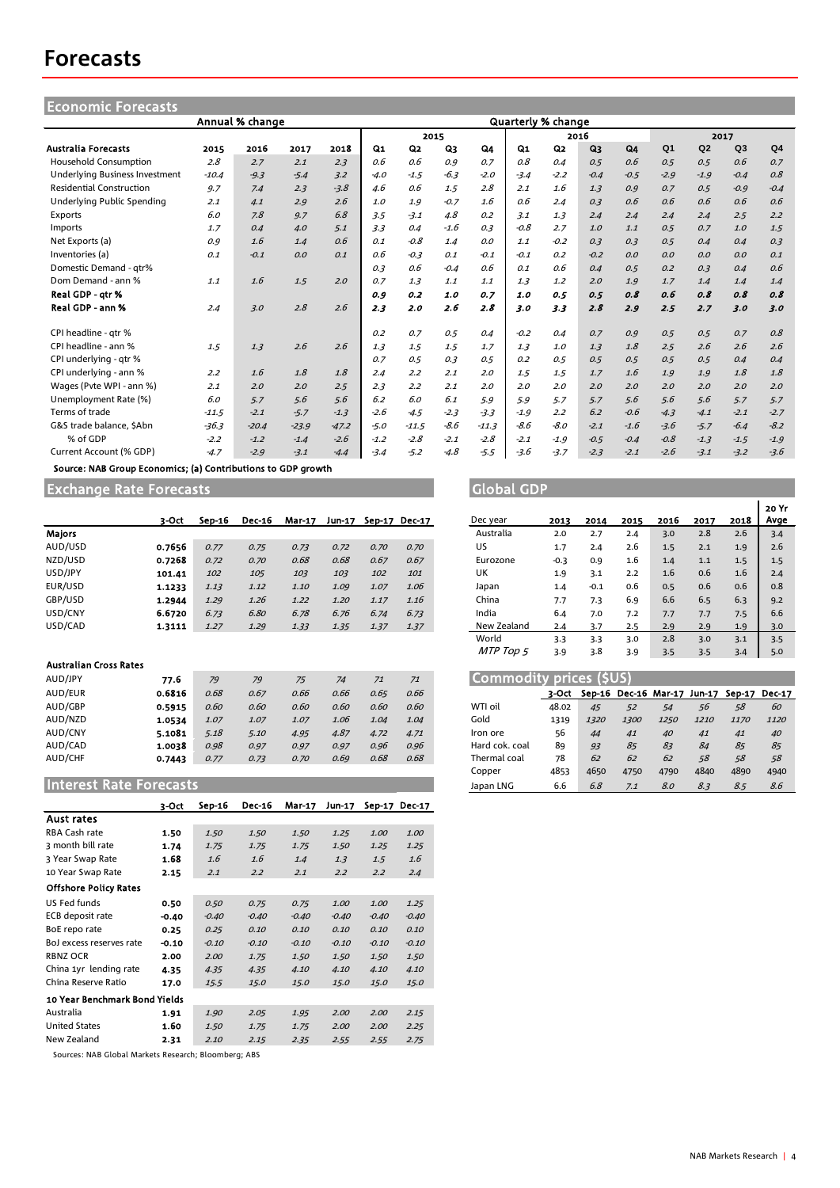# Forecasts

## Economic Forecasts

| Australia Forecasts | Annual % change | | | | Quarterly % change | | | | | | | | | | | |
|---|---|---|---|---|---|---|---|---|---|---|---|---|---|---|---|---|
| | | | | | 2015 | | | | 2016 | | | | 2017 | | | |
| | 2015 | 2016 | 2017 | 2018 | Q1 | Q2 | Q3 | Q4 | Q1 | Q2 | Q3 | Q4 | Q1 | Q2 | Q3 | Q4 |
| Household Consumption | 2.8 | 2.7 | 2.1 | 2.3 | 0.6 | 0.6 | 0.9 | 0.7 | 0.8 | 0.4 | 0.5 | 0.6 | 0.5 | 0.5 | 0.6 | 0.7 |
| Underlying Business Investment | -10.4 | -9.3 | -5.4 | 3.2 | -4.0 | -1.5 | -6.3 | -2.0 | -3.4 | -2.2 | -0.4 | -0.5 | -2.9 | -1.9 | -0.4 | 0.8 |
| Residential Construction | 9.7 | 7.4 | 2.3 | -3.8 | 4.6 | 0.6 | 1.5 | 2.8 | 2.1 | 1.6 | 1.3 | 0.9 | 0.7 | 0.5 | -0.9 | -0.4 |
| Underlying Public Spending | 2.1 | 4.1 | 2.9 | 2.6 | 1.0 | 1.9 | -0.7 | 1.6 | 0.6 | 2.4 | 0.3 | 0.6 | 0.6 | 0.6 | 0.6 | 0.6 |
| Exports | 6.0 | 7.8 | 9.7 | 6.8 | 3.5 | -3.1 | 4.8 | 0.2 | 3.1 | 1.3 | 2.4 | 2.4 | 2.4 | 2.4 | 2.5 | 2.2 |
| Imports | 1.7 | 0.4 | 4.0 | 5.1 | 3.3 | 0.4 | -1.6 | 0.3 | -0.8 | 2.7 | 1.0 | 1.1 | 0.5 | 0.7 | 1.0 | 1.5 |
| Net Exports (a) | 0.9 | 1.6 | 1.4 | 0.6 | 0.1 | -0.8 | 1.4 | 0.0 | 1.1 | -0.2 | 0.3 | 0.3 | 0.5 | 0.4 | 0.4 | 0.3 |
| Inventories (a) | 0.1 | -0.1 | 0.0 | 0.1 | 0.6 | -0.3 | 0.1 | -0.1 | -0.1 | 0.2 | -0.2 | 0.0 | 0.0 | 0.0 | 0.0 | 0.1 |
| Domestic Demand - qtr% | | | | | 0.3 | 0.6 | -0.4 | 0.6 | 0.1 | 0.6 | 0.4 | 0.5 | 0.2 | 0.3 | 0.4 | 0.6 |
| Dom Demand - ann % | 1.1 | 1.6 | 1.5 | 2.0 | 0.7 | 1.3 | 1.1 | 1.1 | 1.3 | 1.2 | 2.0 | 1.9 | 1.7 | 1.4 | 1.4 | 1.4 |
| **Real GDP - qtr %** | | | | | **0.9** | **0.2** | **1.0** | **0.7** | **1.0** | **0.5** | **0.5** | **0.8** | **0.6** | **0.8** | **0.8** | **0.8** |
| **Real GDP - ann %** | 2.4 | 3.0 | 2.8 | 2.6 | **2.3** | **2.0** | **2.6** | **2.8** | **3.0** | **3.3** | **2.8** | **2.9** | **2.5** | **2.7** | **3.0** | **3.0** |
| CPI headline - qtr % | | | | | 0.2 | 0.7 | 0.5 | 0.4 | -0.2 | 0.4 | 0.7 | 0.9 | 0.5 | 0.5 | 0.7 | 0.8 |
| CPI headline - ann % | 1.5 | 1.3 | 2.6 | 2.6 | 1.3 | 1.5 | 1.5 | 1.7 | 1.3 | 1.0 | 1.3 | 1.8 | 2.5 | 2.6 | 2.6 | 2.6 |
| CPI underlying - qtr % | | | | | 0.7 | 0.5 | 0.3 | 0.5 | 0.2 | 0.5 | 0.5 | 0.5 | 0.5 | 0.5 | 0.5 | 0.4 |
| CPI underlying - ann % | 2.2 | 1.6 | 1.8 | 1.8 | 2.4 | 2.2 | 2.1 | 2.0 | 1.5 | 1.5 | 1.7 | 1.6 | 1.9 | 1.9 | 1.8 | 1.8 |
| Wages (Pvte WPI - ann %) | 2.1 | 2.0 | 2.0 | 2.5 | 2.3 | 2.2 | 2.1 | 2.0 | 2.0 | 2.0 | 2.0 | 2.0 | 2.0 | 2.0 | 2.0 | 2.0 |
| Unemployment Rate (%) | 6.0 | 5.7 | 5.6 | 5.6 | 6.2 | 6.0 | 6.1 | 5.9 | 5.9 | 5.7 | 5.7 | 5.6 | 5.6 | 5.6 | 5.7 | 5.7 |
| Terms of trade | -11.5 | -2.1 | -5.7 | -1.3 | -2.6 | -4.5 | -2.3 | -3.3 | -1.9 | 2.2 | 6.2 | -0.6 | -4.3 | -4.1 | -2.1 | -2.7 |
| G&S trade balance, $Abn | -36.3 | -20.4 | -23.9 | -47.2 | -5.0 | -11.5 | -8.6 | -11.3 | -8.6 | -8.0 | -2.1 | -1.6 | -3.6 | -5.7 | -6.4 | -8.2 |
| % of GDP | -2.2 | -1.2 | -1.4 | -2.6 | -1.2 | -2.8 | -2.1 | -2.8 | -2.1 | -1.9 | -0.5 | -0.4 | -0.8 | -1.3 | -1.5 | -1.9 |
| Current Account (% GDP) | -4.7 | -2.9 | -3.1 | -4.4 | -3.4 | -5.2 | -4.8 | -5.5 | -3.6 | -3.7 | -2.3 | -2.1 | -2.6 | -3.1 | -3.2 | -3.6 |

Source: NAB Group Economics; (a) Contributions to GDP growth

## Exchange Rate Forecasts

| | 3-Oct | Sep-16 | Dec-16 | Mar-17 | Jun-17 | Sep-17 | Dec-17 |
|---|---|---|---|---|---|---|---|
| **Majors** | | | | | | | |
| AUD/USD | 0.7656 | 0.77 | 0.75 | 0.73 | 0.72 | 0.70 | 0.70 |
| NZD/USD | 0.7268 | 0.72 | 0.70 | 0.68 | 0.68 | 0.67 | 0.67 |
| USD/JPY | 101.41 | 102 | 105 | 103 | 103 | 102 | 101 |
| EUR/USD | 1.1233 | 1.13 | 1.12 | 1.10 | 1.09 | 1.07 | 1.06 |
| GBP/USD | 1.2944 | 1.29 | 1.26 | 1.22 | 1.20 | 1.17 | 1.16 |
| USD/CNY | 6.6720 | 6.73 | 6.80 | 6.78 | 6.76 | 6.74 | 6.73 |
| USD/CAD | 1.3111 | 1.27 | 1.29 | 1.33 | 1.35 | 1.37 | 1.37 |
| **Australian Cross Rates** | | | | | | | |
| AUD/JPY | 77.6 | 79 | 79 | 75 | 74 | 71 | 71 |
| AUD/EUR | 0.6816 | 0.68 | 0.67 | 0.66 | 0.66 | 0.65 | 0.66 |
| AUD/GBP | 0.5915 | 0.60 | 0.60 | 0.60 | 0.60 | 0.60 | 0.60 |
| AUD/NZD | 1.0534 | 1.07 | 1.07 | 1.07 | 1.06 | 1.04 | 1.04 |
| AUD/CNY | 5.1081 | 5.18 | 5.10 | 4.95 | 4.87 | 4.72 | 4.71 |
| AUD/CAD | 1.0038 | 0.98 | 0.97 | 0.97 | 0.97 | 0.96 | 0.96 |
| AUD/CHF | 0.7443 | 0.77 | 0.73 | 0.70 | 0.69 | 0.68 | 0.68 |

## Interest Rate Forecasts

| | 3-Oct | Sep-16 | Dec-16 | Mar-17 | Jun-17 | Sep-17 | Dec-17 |
|---|---|---|---|---|---|---|---|
| **Aust rates** | | | | | | | |
| RBA Cash rate | 1.50 | 1.50 | 1.50 | 1.50 | 1.25 | 1.00 | 1.00 |
| 3 month bill rate | 1.74 | 1.75 | 1.75 | 1.75 | 1.50 | 1.25 | 1.25 |
| 3 Year Swap Rate | 1.68 | 1.6 | 1.6 | 1.4 | 1.3 | 1.5 | 1.6 |
| 10 Year Swap Rate | 2.15 | 2.1 | 2.2 | 2.1 | 2.2 | 2.2 | 2.4 |
| **Offshore Policy Rates** | | | | | | | |
| US Fed funds | 0.50 | 0.50 | 0.75 | 0.75 | 1.00 | 1.00 | 1.25 |
| ECB deposit rate | -0.40 | -0.40 | -0.40 | -0.40 | -0.40 | -0.40 | -0.40 |
| BoE repo rate | 0.25 | 0.25 | 0.10 | 0.10 | 0.10 | 0.10 | 0.10 |
| BoJ excess reserves rate | -0.10 | -0.10 | -0.10 | -0.10 | -0.10 | -0.10 | -0.10 |
| RBNZ OCR | 2.00 | 2.00 | 1.75 | 1.50 | 1.50 | 1.50 | 1.50 |
| China 1yr lending rate | 4.35 | 4.35 | 4.35 | 4.10 | 4.10 | 4.10 | 4.10 |
| China Reserve Ratio | 17.0 | 15.5 | 15.0 | 15.0 | 15.0 | 15.0 | 15.0 |
| **10 Year Benchmark Bond Yields** | | | | | | | |
| Australia | 1.91 | 1.90 | 2.05 | 1.95 | 2.00 | 2.00 | 2.15 |
| United States | 1.60 | 1.50 | 1.75 | 1.75 | 2.00 | 2.00 | 2.25 |
| New Zealand | 2.31 | 2.10 | 2.15 | 2.35 | 2.55 | 2.55 | 2.75 |

Sources: NAB Global Markets Research; Bloomberg; ABS

## Global GDP

| Dec year | 2013 | 2014 | 2015 | 2016 | 2017 | 2018 | 20 Yr Avge |
|---|---|---|---|---|---|---|---|
| Australia | 2.0 | 2.7 | 2.4 | 3.0 | 2.8 | 2.6 | 3.4 |
| US | 1.7 | 2.4 | 2.6 | 1.5 | 2.1 | 1.9 | 2.6 |
| Eurozone | -0.3 | 0.9 | 1.6 | 1.4 | 1.1 | 1.5 | 1.5 |
| UK | 1.9 | 3.1 | 2.2 | 1.6 | 0.6 | 1.6 | 2.4 |
| Japan | 1.4 | -0.1 | 0.6 | 0.5 | 0.6 | 0.6 | 0.8 |
| China | 7.7 | 7.3 | 6.9 | 6.6 | 6.5 | 6.3 | 9.2 |
| India | 6.4 | 7.0 | 7.2 | 7.7 | 7.7 | 7.5 | 6.6 |
| New Zealand | 2.4 | 3.7 | 2.5 | 2.9 | 2.9 | 1.9 | 3.0 |
| World | 3.3 | 3.3 | 3.0 | 2.8 | 3.0 | 3.1 | 3.5 |
| *MTP Top 5* | 3.9 | 3.8 | 3.9 | 3.5 | 3.5 | 3.4 | 5.0 |

## Commodity prices ($US)

| | 3-Oct | Sep-16 | Dec-16 | Mar-17 | Jun-17 | Sep-17 | Dec-17 |
|---|---|---|---|---|---|---|---|
| WTI oil | 48.02 | 45 | 52 | 54 | 56 | 58 | 60 |
| Gold | 1319 | 1320 | 1300 | 1250 | 1210 | 1170 | 1120 |
| Iron ore | 56 | 44 | 41 | 40 | 41 | 41 | 40 |
| Hard cok. coal | 89 | 93 | 85 | 83 | 84 | 85 | 85 |
| Thermal coal | 78 | 62 | 62 | 62 | 58 | 58 | 58 |
| Copper | 4853 | 4650 | 4750 | 4790 | 4840 | 4890 | 4940 |
| Japan LNG | 6.6 | 6.8 | 7.1 | 8.0 | 8.3 | 8.5 | 8.6 |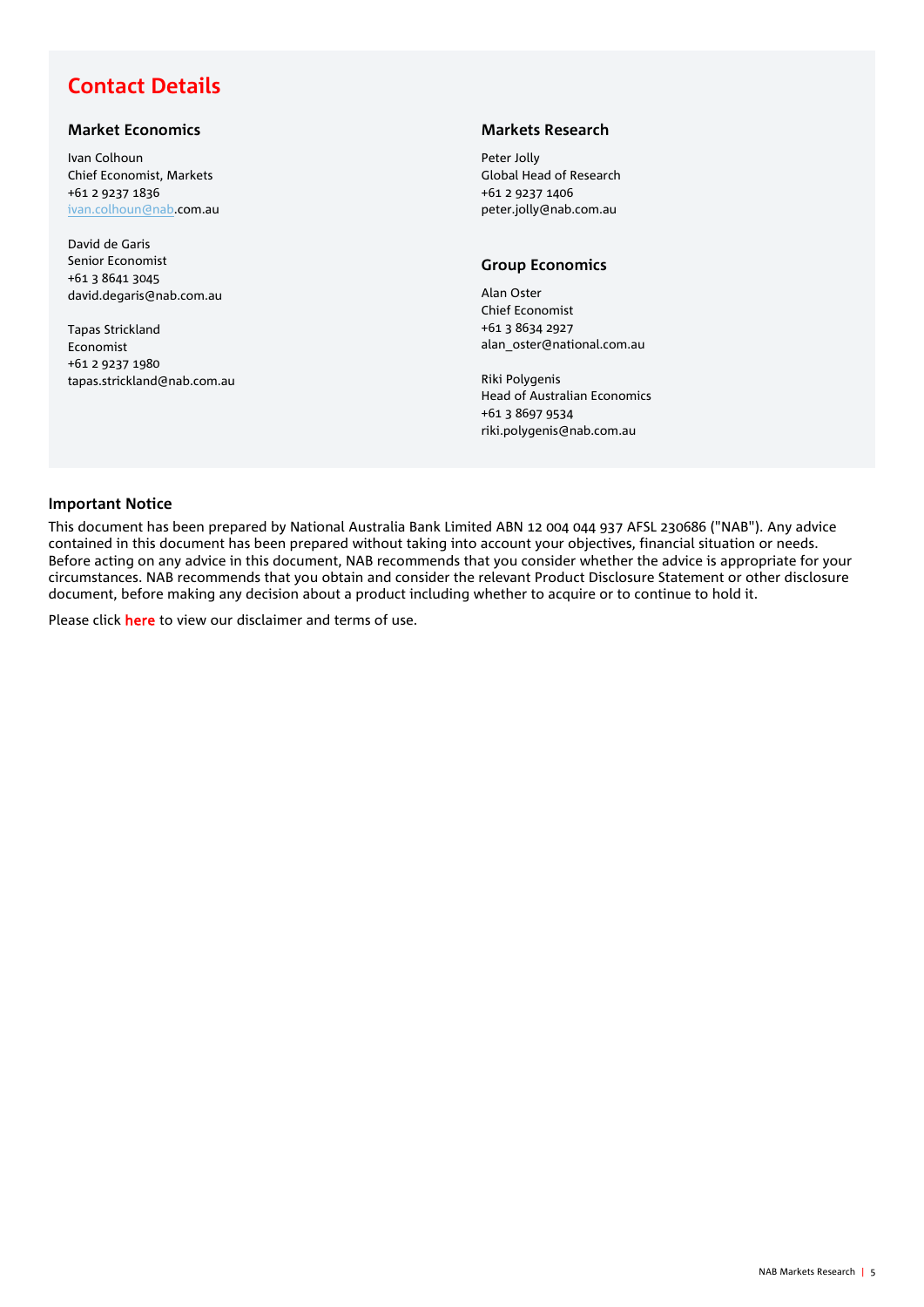# Contact Details

## Market Economics

Ivan Colhoun
Chief Economist, Markets
+61 2 9237 1836
ivan.colhoun@nab.com.au

David de Garis
Senior Economist
+61 3 8641 3045
david.degaris@nab.com.au

Tapas Strickland
Economist
+61 2 9237 1980
tapas.strickland@nab.com.au

## Markets Research

Peter Jolly
Global Head of Research
+61 2 9237 1406
peter.jolly@nab.com.au

## Group Economics

Alan Oster
Chief Economist
+61 3 8634 2927
alan_oster@national.com.au

Riki Polygenis
Head of Australian Economics
+61 3 8697 9534
riki.polygenis@nab.com.au

### Important Notice

This document has been prepared by National Australia Bank Limited ABN 12 004 044 937 AFSL 230686 ("NAB"). Any advice contained in this document has been prepared without taking into account your objectives, financial situation or needs. Before acting on any advice in this document, NAB recommends that you consider whether the advice is appropriate for your circumstances. NAB recommends that you obtain and consider the relevant Product Disclosure Statement or other disclosure document, before making any decision about a product including whether to acquire or to continue to hold it.

Please click **here** to view our disclaimer and terms of use.